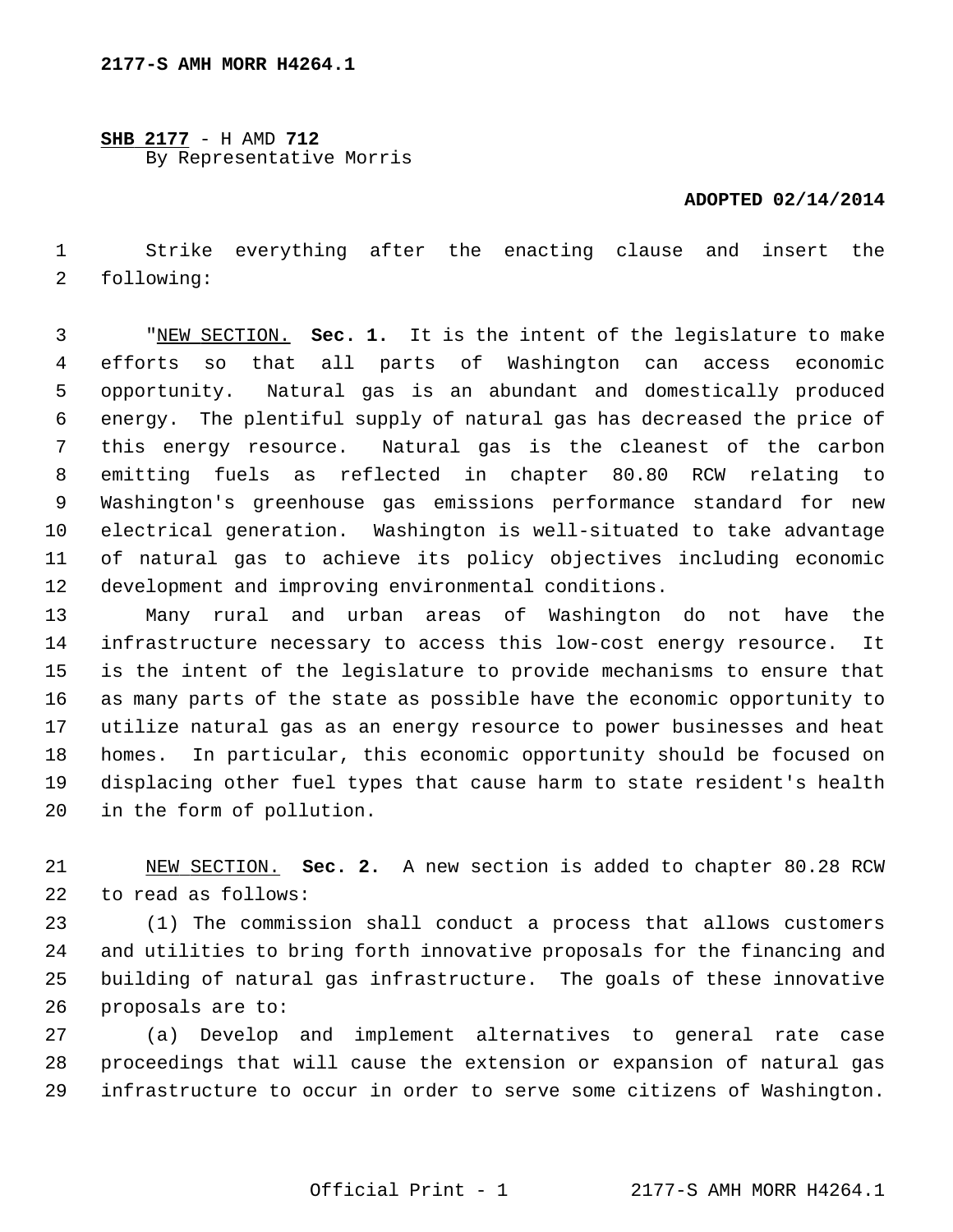**SHB 2177** - H AMD **712**
By Representative Morris

**ADOPTED 02/14/2014**

Strike everything after the enacting clause and insert the following:

"NEW SECTION. **Sec. 1.** It is the intent of the legislature to make efforts so that all parts of Washington can access economic opportunity. Natural gas is an abundant and domestically produced energy. The plentiful supply of natural gas has decreased the price of this energy resource. Natural gas is the cleanest of the carbon emitting fuels as reflected in chapter 80.80 RCW relating to Washington's greenhouse gas emissions performance standard for new electrical generation. Washington is well-situated to take advantage of natural gas to achieve its policy objectives including economic development and improving environmental conditions.

Many rural and urban areas of Washington do not have the infrastructure necessary to access this low-cost energy resource. It is the intent of the legislature to provide mechanisms to ensure that as many parts of the state as possible have the economic opportunity to utilize natural gas as an energy resource to power businesses and heat homes. In particular, this economic opportunity should be focused on displacing other fuel types that cause harm to state resident's health in the form of pollution.

NEW SECTION. **Sec. 2.** A new section is added to chapter 80.28 RCW to read as follows:

(1) The commission shall conduct a process that allows customers and utilities to bring forth innovative proposals for the financing and building of natural gas infrastructure. The goals of these innovative proposals are to:

(a) Develop and implement alternatives to general rate case proceedings that will cause the extension or expansion of natural gas infrastructure to occur in order to serve some citizens of Washington.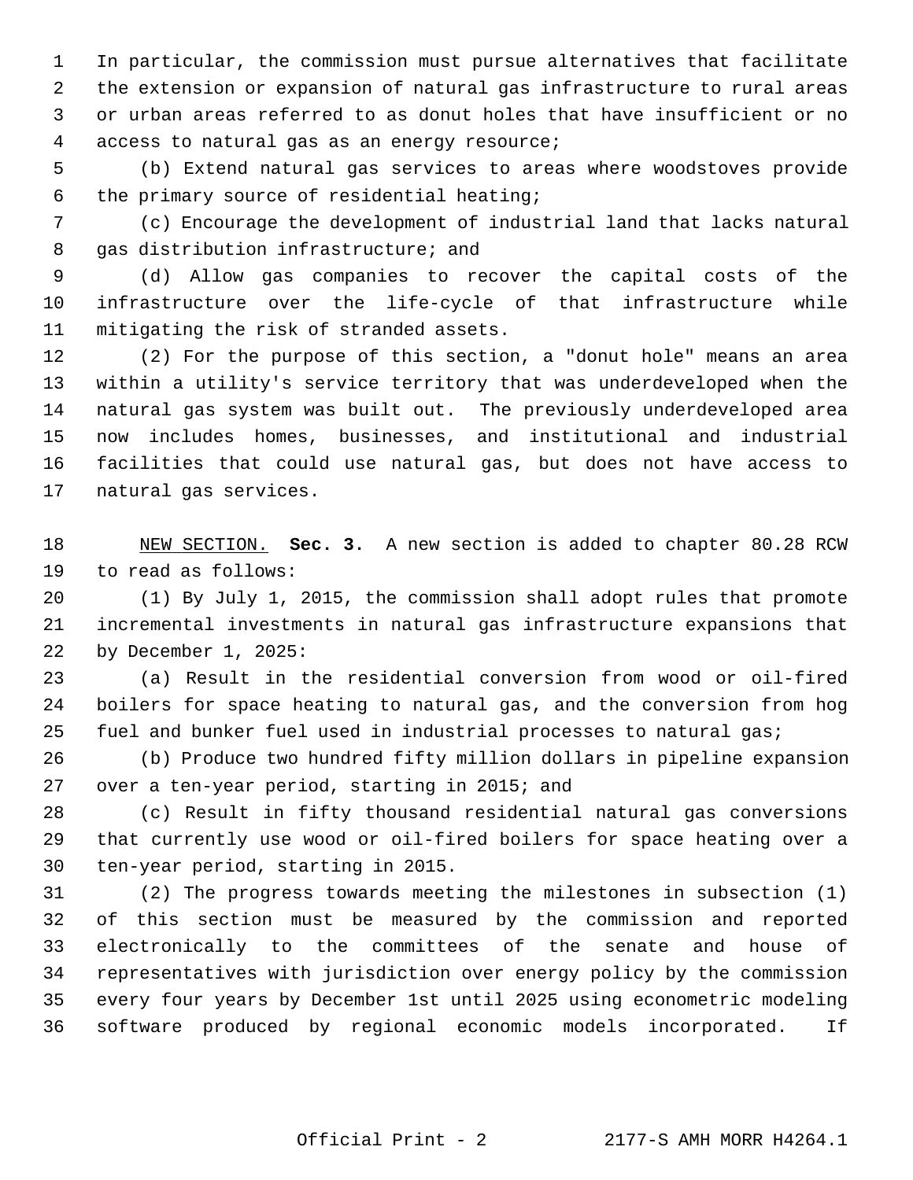In particular, the commission must pursue alternatives that facilitate the extension or expansion of natural gas infrastructure to rural areas or urban areas referred to as donut holes that have insufficient or no access to natural gas as an energy resource;

(b) Extend natural gas services to areas where woodstoves provide the primary source of residential heating;

(c) Encourage the development of industrial land that lacks natural gas distribution infrastructure; and

(d) Allow gas companies to recover the capital costs of the infrastructure over the life-cycle of that infrastructure while mitigating the risk of stranded assets.

(2) For the purpose of this section, a "donut hole" means an area within a utility's service territory that was underdeveloped when the natural gas system was built out. The previously underdeveloped area now includes homes, businesses, and institutional and industrial facilities that could use natural gas, but does not have access to natural gas services.

NEW SECTION. **Sec. 3.** A new section is added to chapter 80.28 RCW to read as follows:

(1) By July 1, 2015, the commission shall adopt rules that promote incremental investments in natural gas infrastructure expansions that by December 1, 2025:

(a) Result in the residential conversion from wood or oil-fired boilers for space heating to natural gas, and the conversion from hog fuel and bunker fuel used in industrial processes to natural gas;

(b) Produce two hundred fifty million dollars in pipeline expansion over a ten-year period, starting in 2015; and

(c) Result in fifty thousand residential natural gas conversions that currently use wood or oil-fired boilers for space heating over a ten-year period, starting in 2015.

(2) The progress towards meeting the milestones in subsection (1) of this section must be measured by the commission and reported electronically to the committees of the senate and house of representatives with jurisdiction over energy policy by the commission every four years by December 1st until 2025 using econometric modeling software produced by regional economic models incorporated. If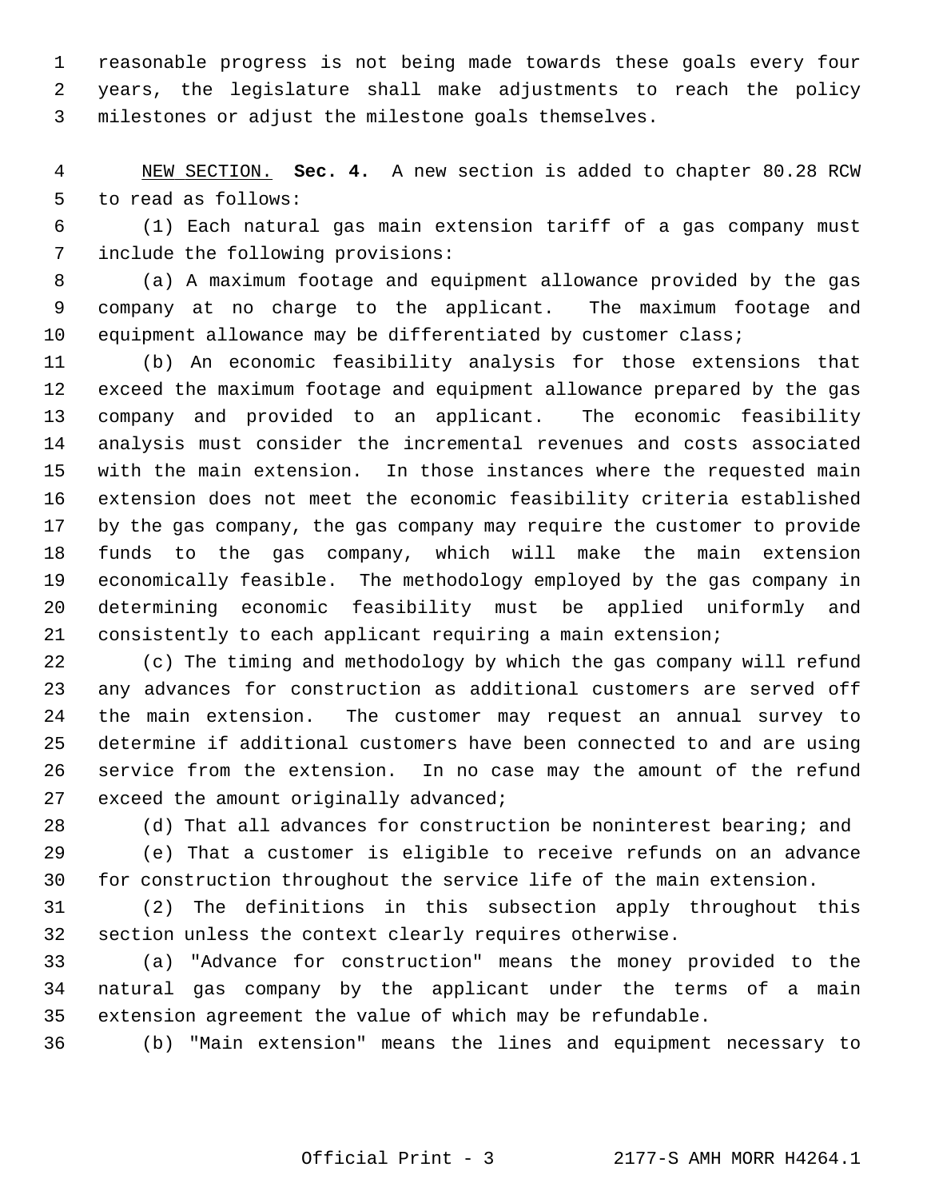reasonable progress is not being made towards these goals every four years, the legislature shall make adjustments to reach the policy milestones or adjust the milestone goals themselves.

NEW SECTION. **Sec. 4.** A new section is added to chapter 80.28 RCW to read as follows:

(1) Each natural gas main extension tariff of a gas company must include the following provisions:

(a) A maximum footage and equipment allowance provided by the gas company at no charge to the applicant. The maximum footage and equipment allowance may be differentiated by customer class;

(b) An economic feasibility analysis for those extensions that exceed the maximum footage and equipment allowance prepared by the gas company and provided to an applicant. The economic feasibility analysis must consider the incremental revenues and costs associated with the main extension. In those instances where the requested main extension does not meet the economic feasibility criteria established by the gas company, the gas company may require the customer to provide funds to the gas company, which will make the main extension economically feasible. The methodology employed by the gas company in determining economic feasibility must be applied uniformly and consistently to each applicant requiring a main extension;

(c) The timing and methodology by which the gas company will refund any advances for construction as additional customers are served off the main extension. The customer may request an annual survey to determine if additional customers have been connected to and are using service from the extension. In no case may the amount of the refund exceed the amount originally advanced;

(d) That all advances for construction be noninterest bearing; and

(e) That a customer is eligible to receive refunds on an advance for construction throughout the service life of the main extension.

(2) The definitions in this subsection apply throughout this section unless the context clearly requires otherwise.

(a) "Advance for construction" means the money provided to the natural gas company by the applicant under the terms of a main extension agreement the value of which may be refundable.

(b) "Main extension" means the lines and equipment necessary to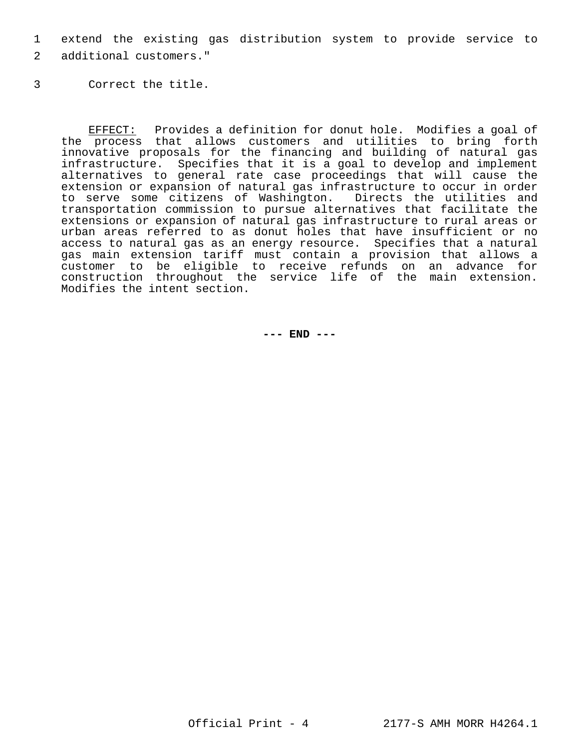extend the existing gas distribution system to provide service to additional customers."

Correct the title.

EFFECT: Provides a definition for donut hole. Modifies a goal of the process that allows customers and utilities to bring forth innovative proposals for the financing and building of natural gas infrastructure. Specifies that it is a goal to develop and implement alternatives to general rate case proceedings that will cause the extension or expansion of natural gas infrastructure to occur in order to serve some citizens of Washington. Directs the utilities and transportation commission to pursue alternatives that facilitate the extensions or expansion of natural gas infrastructure to rural areas or urban areas referred to as donut holes that have insufficient or no access to natural gas as an energy resource. Specifies that a natural gas main extension tariff must contain a provision that allows a customer to be eligible to receive refunds on an advance for construction throughout the service life of the main extension. Modifies the intent section.

**--- END ---**